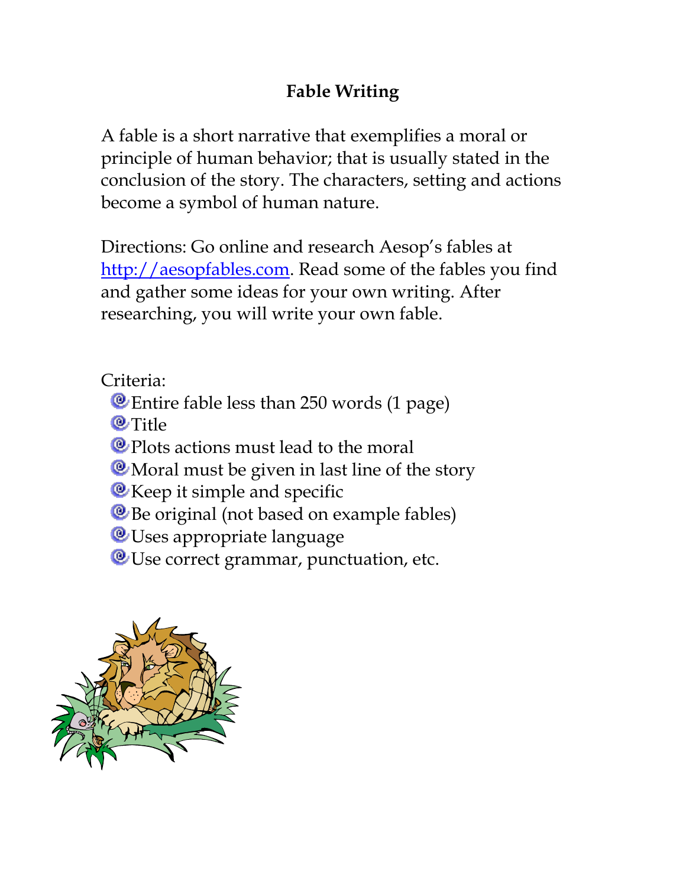# Fable Writing

A fable is a short narrative that exemplifies a moral or principle of human behavior; that is usually stated in the conclusion of the story. The characters, setting and actions become a symbol of human nature.

Directions: Go online and research Aesop's fables at http://aesopfables.com. Read some of the fables you find and gather some ideas for your own writing. After researching, you will write your own fable.

Criteria:

- Entire fable less than 250 words (1 page)
- Title
- Plots actions must lead to the moral
- Moral must be given in last line of the story
- Keep it simple and specific
- Be original (not based on example fables)
- Uses appropriate language
- Use correct grammar, punctuation, etc.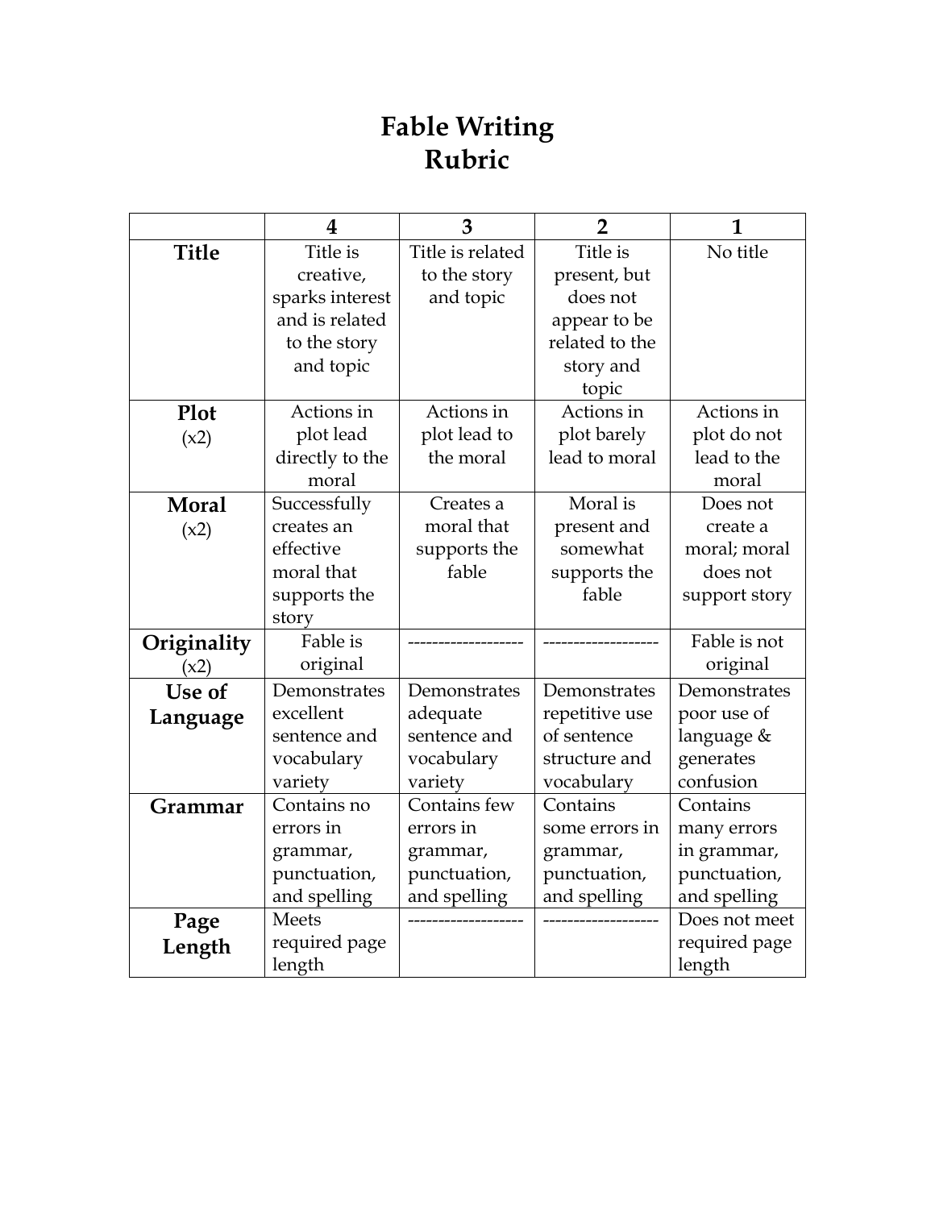# Fable Writing Rubric

| | 4 | 3 | 2 | 1 |
|---|---|---|---|---|
| **Title** | Title is creative, sparks interest and is related to the story and topic | Title is related to the story and topic | Title is present, but does not appear to be related to the story and topic | No title |
| **Plot** (x2) | Actions in plot lead directly to the moral | Actions in plot lead to the moral | Actions in plot barely lead to moral | Actions in plot do not lead to the moral |
| **Moral** (x2) | Successfully creates an effective moral that supports the story | Creates a moral that supports the fable | Moral is present and somewhat supports the fable | Does not create a moral; moral does not support story |
| **Originality** (x2) | Fable is original | ------------------- | ------------------- | Fable is not original |
| **Use of Language** | Demonstrates excellent sentence and vocabulary variety | Demonstrates adequate sentence and vocabulary variety | Demonstrates repetitive use of sentence structure and vocabulary | Demonstrates poor use of language & generates confusion |
| **Grammar** | Contains no errors in grammar, punctuation, and spelling | Contains few errors in grammar, punctuation, and spelling | Contains some errors in grammar, punctuation, and spelling | Contains many errors in grammar, punctuation, and spelling |
| **Page Length** | Meets required page length | ------------------- | ------------------- | Does not meet required page length |